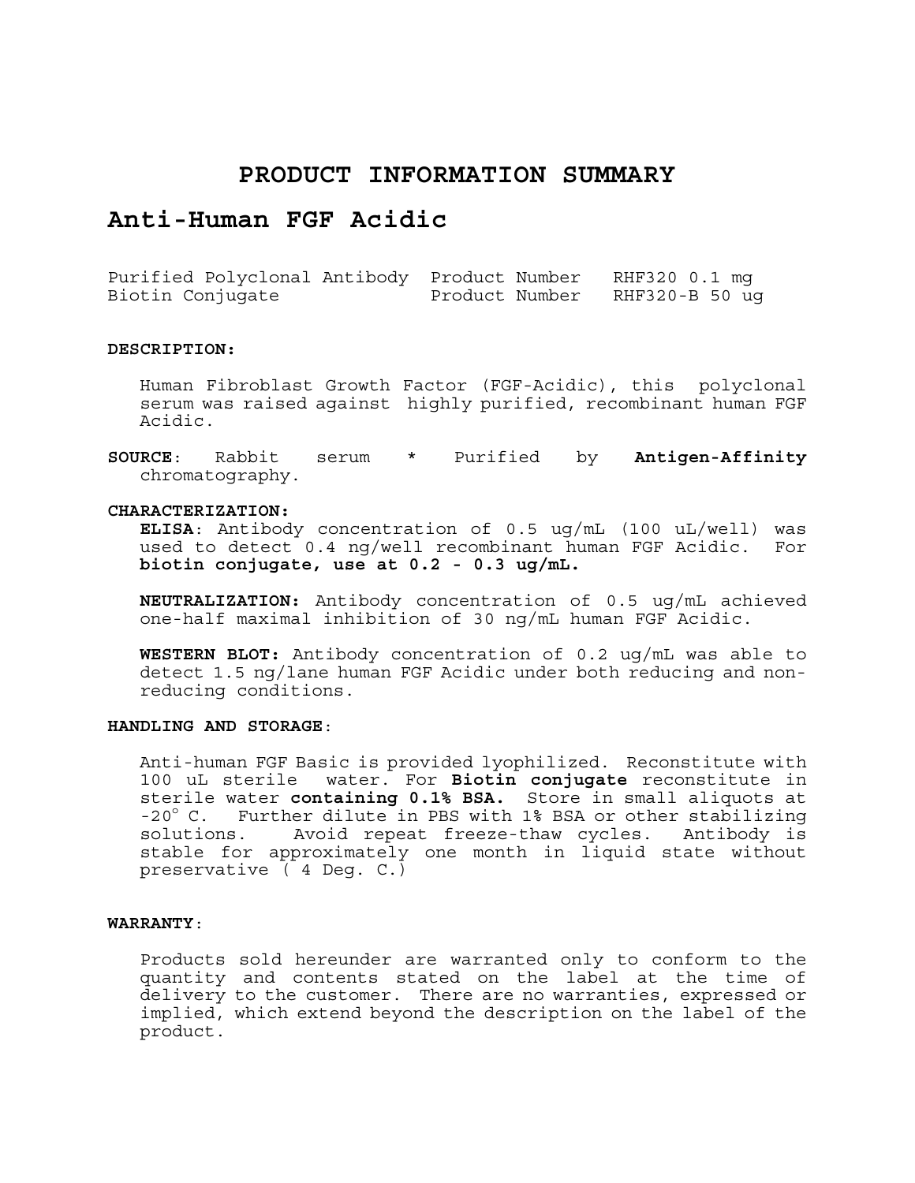# PRODUCT INFORMATION SUMMARY

## Anti-Human FGF Acidic

| | | |
|---|---|---|
| Purified Polyclonal Antibody | Product Number | RHF320 0.1 mg |
| Biotin Conjugate | Product Number | RHF320-B 50 ug |

**DESCRIPTION:**

Human Fibroblast Growth Factor (FGF-Acidic), this polyclonal serum was raised against highly purified, recombinant human FGF Acidic.

**SOURCE**: Rabbit serum * Purified by **Antigen-Affinity** chromatography.

**CHARACTERIZATION:**

**ELISA**: Antibody concentration of 0.5 ug/mL (100 uL/well) was used to detect 0.4 ng/well recombinant human FGF Acidic. For **biotin conjugate, use at 0.2 - 0.3 ug/mL.**

**NEUTRALIZATION:** Antibody concentration of 0.5 ug/mL achieved one-half maximal inhibition of 30 ng/mL human FGF Acidic.

**WESTERN BLOT:** Antibody concentration of 0.2 ug/mL was able to detect 1.5 ng/lane human FGF Acidic under both reducing and non-reducing conditions.

**HANDLING AND STORAGE**:

Anti-human FGF Basic is provided lyophilized. Reconstitute with 100 uL sterile water. For **Biotin conjugate** reconstitute in sterile water **containing 0.1% BSA.** Store in small aliquots at -20° C. Further dilute in PBS with 1% BSA or other stabilizing solutions. Avoid repeat freeze-thaw cycles. Antibody is stable for approximately one month in liquid state without preservative ( 4 Deg. C.)

**WARRANTY**:

Products sold hereunder are warranted only to conform to the quantity and contents stated on the label at the time of delivery to the customer. There are no warranties, expressed or implied, which extend beyond the description on the label of the product.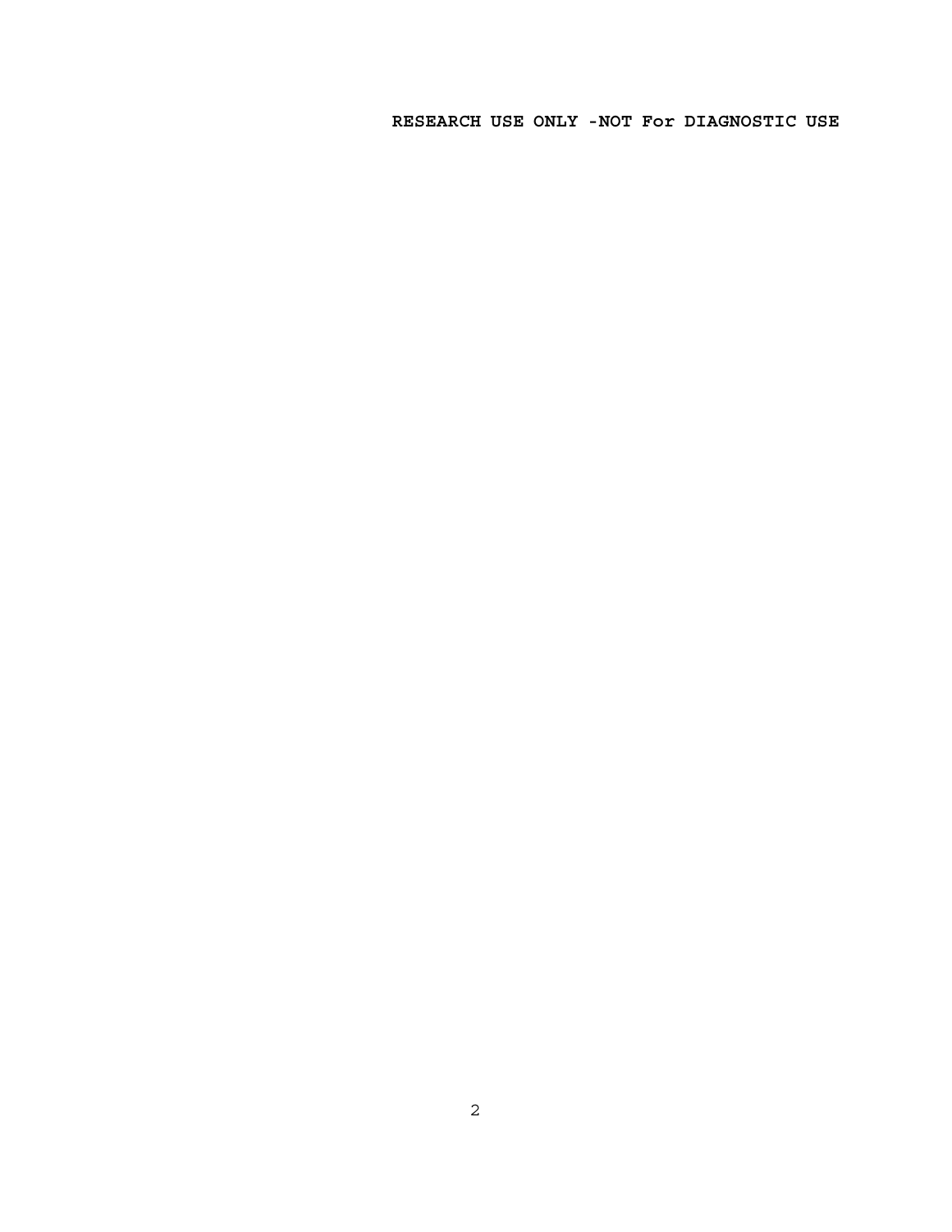**RESEARCH USE ONLY -NOT For DIAGNOSTIC USE**